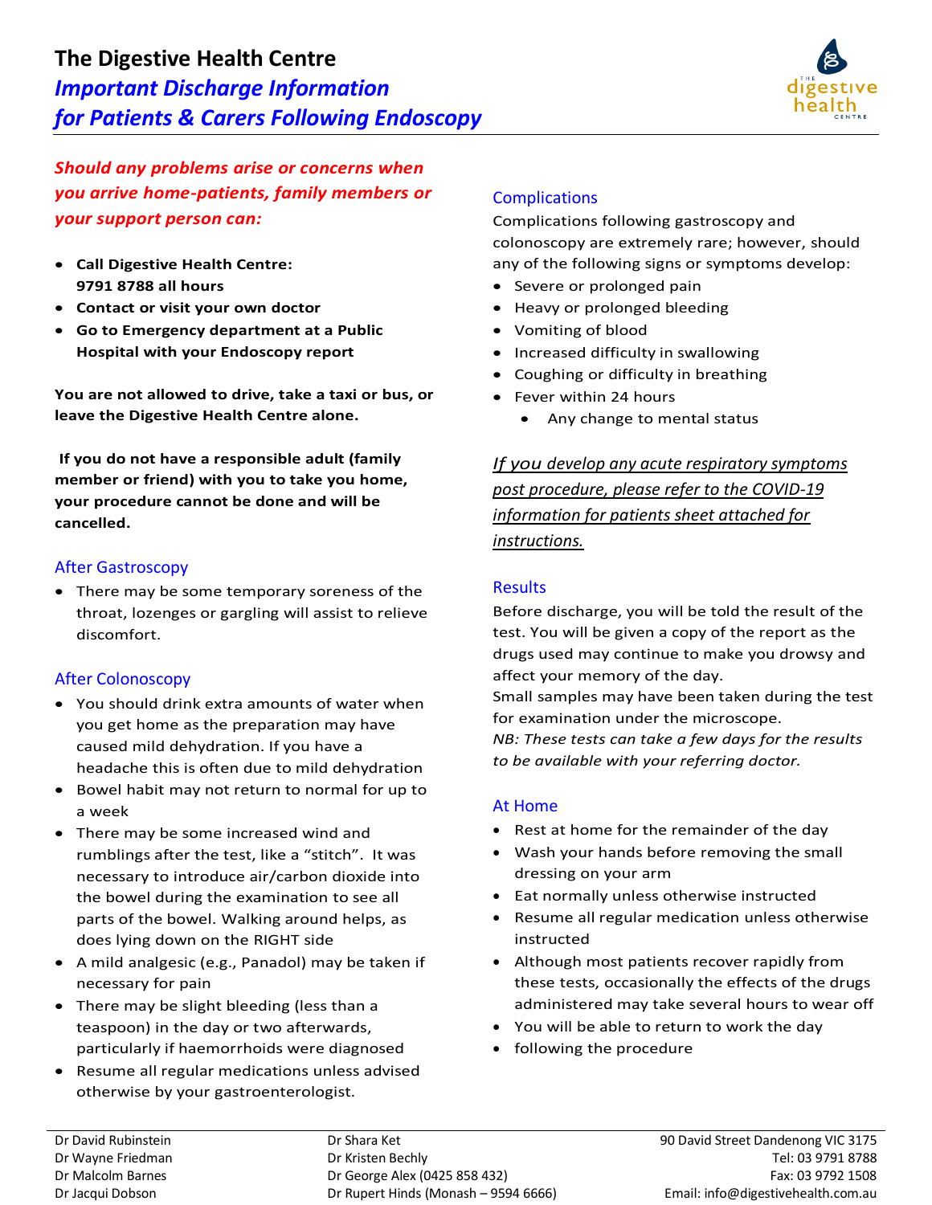# The Digestive Health Centre

## *Important Discharge Information for Patients & Carers Following Endoscopy*

***Should any problems arise or concerns when you arrive home-patients, family members or your support person can:***

- **Call Digestive Health Centre: 9791 8788 all hours**
- **Contact or visit your own doctor**
- **Go to Emergency department at a Public Hospital with your Endoscopy report**

**You are not allowed to drive, take a taxi or bus, or leave the Digestive Health Centre alone.**

**If you do not have a responsible adult (family member or friend) with you to take you home, your procedure cannot be done and will be cancelled.**

### After Gastroscopy

- There may be some temporary soreness of the throat, lozenges or gargling will assist to relieve discomfort.

### After Colonoscopy

- You should drink extra amounts of water when you get home as the preparation may have caused mild dehydration. If you have a headache this is often due to mild dehydration
- Bowel habit may not return to normal for up to a week
- There may be some increased wind and rumblings after the test, like a "stitch". It was necessary to introduce air/carbon dioxide into the bowel during the examination to see all parts of the bowel. Walking around helps, as does lying down on the RIGHT side
- A mild analgesic (e.g., Panadol) may be taken if necessary for pain
- There may be slight bleeding (less than a teaspoon) in the day or two afterwards, particularly if haemorrhoids were diagnosed
- Resume all regular medications unless advised otherwise by your gastroenterologist.

### Complications

Complications following gastroscopy and colonoscopy are extremely rare; however, should any of the following signs or symptoms develop:

- Severe or prolonged pain
- Heavy or prolonged bleeding
- Vomiting of blood
- Increased difficulty in swallowing
- Coughing or difficulty in breathing
- Fever within 24 hours
  - Any change to mental status

*If you develop any acute respiratory symptoms post procedure, please refer to the COVID-19 information for patients sheet attached for instructions.*

### Results

Before discharge, you will be told the result of the test. You will be given a copy of the report as the drugs used may continue to make you drowsy and affect your memory of the day.

Small samples may have been taken during the test for examination under the microscope.

*NB: These tests can take a few days for the results to be available with your referring doctor.*

### At Home

- Rest at home for the remainder of the day
- Wash your hands before removing the small dressing on your arm
- Eat normally unless otherwise instructed
- Resume all regular medication unless otherwise instructed
- Although most patients recover rapidly from these tests, occasionally the effects of the drugs administered may take several hours to wear off
- You will be able to return to work the day
- following the procedure

---

Dr David Rubinstein
Dr Wayne Friedman
Dr Malcolm Barnes
Dr Jacqui Dobson

Dr Shara Ket
Dr Kristen Bechly
Dr George Alex (0425 858 432)
Dr Rupert Hinds (Monash – 9594 6666)

90 David Street Dandenong VIC 3175
Tel: 03 9791 8788
Fax: 03 9792 1508
Email: info@digestivehealth.com.au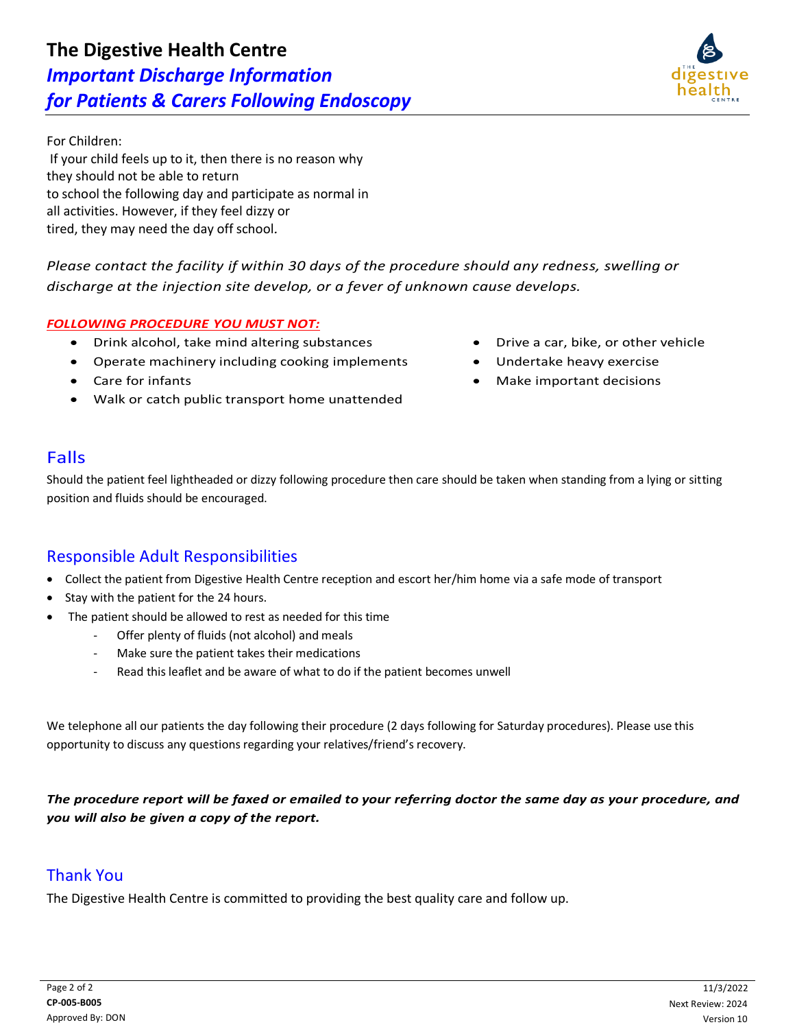# The Digestive Health Centre

## *Important Discharge Information for Patients & Carers Following Endoscopy*

For Children:
If your child feels up to it, then there is no reason why they should not be able to return to school the following day and participate as normal in all activities. However, if they feel dizzy or tired, they may need the day off school.

*Please contact the facility if within 30 days of the procedure should any redness, swelling or discharge at the injection site develop, or a fever of unknown cause develops.*

***FOLLOWING PROCEDURE YOU MUST NOT:***

- Drink alcohol, take mind altering substances
- Operate machinery including cooking implements
- Care for infants
- Walk or catch public transport home unattended
- Drive a car, bike, or other vehicle
- Undertake heavy exercise
- Make important decisions

## Falls

Should the patient feel lightheaded or dizzy following procedure then care should be taken when standing from a lying or sitting position and fluids should be encouraged.

## Responsible Adult Responsibilities

- Collect the patient from Digestive Health Centre reception and escort her/him home via a safe mode of transport
- Stay with the patient for the 24 hours.
- The patient should be allowed to rest as needed for this time
  - Offer plenty of fluids (not alcohol) and meals
  - Make sure the patient takes their medications
  - Read this leaflet and be aware of what to do if the patient becomes unwell

We telephone all our patients the day following their procedure (2 days following for Saturday procedures). Please use this opportunity to discuss any questions regarding your relatives/friend's recovery.

***The procedure report will be faxed or emailed to your referring doctor the same day as your procedure, and you will also be given a copy of the report.***

## Thank You

The Digestive Health Centre is committed to providing the best quality care and follow up.

**CP-005-B005**
Approved By: DON

11/3/2022
Next Review: 2024
Version 10